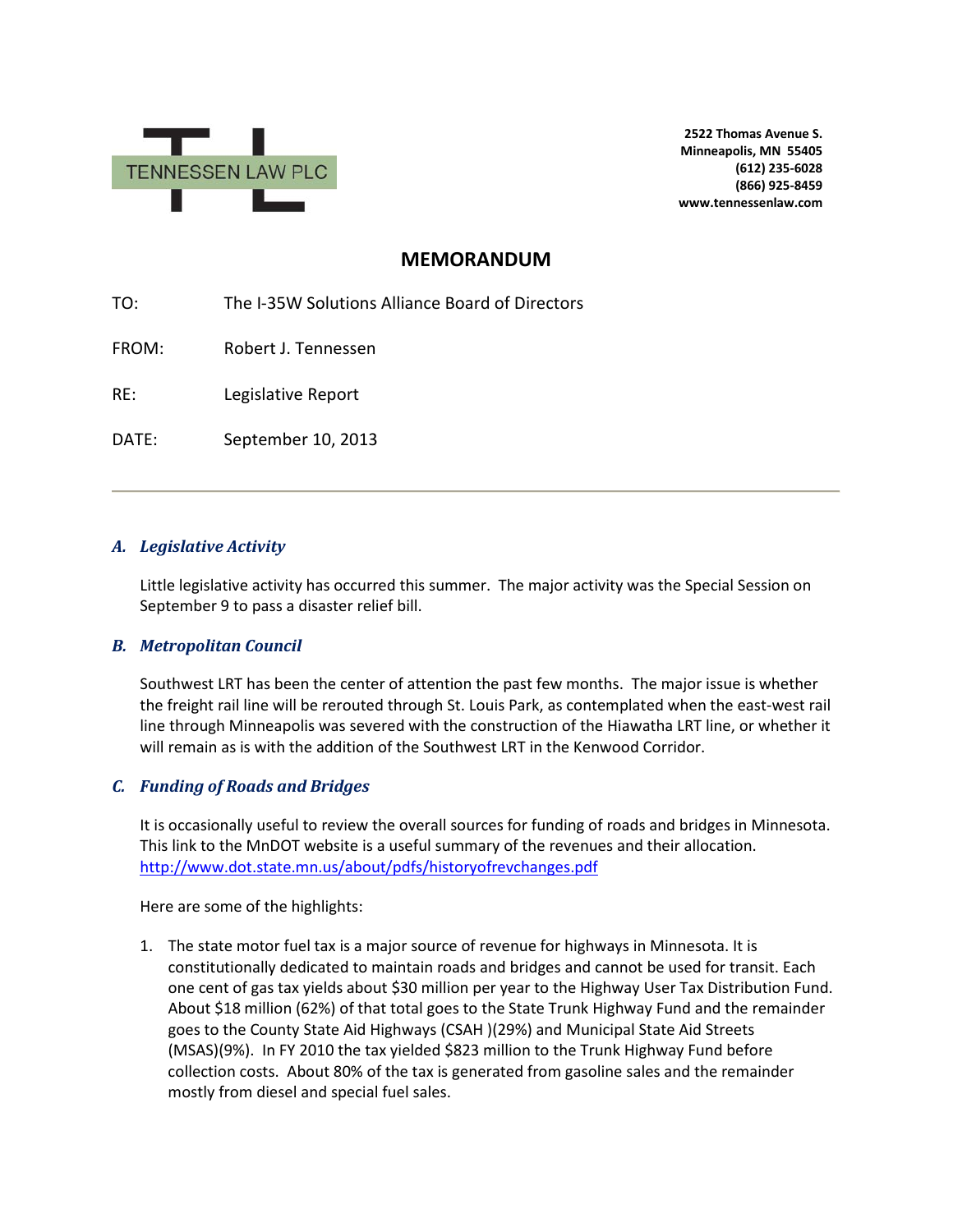TENNESSEN LAW PLC

**2522 Thomas Avenue S.**
**Minneapolis, MN 55405**
**(612) 235-6028**
**(866) 925-8459**
**www.tennessenlaw.com**

# MEMORANDUM

TO: The I-35W Solutions Alliance Board of Directors

FROM: Robert J. Tennessen

RE: Legislative Report

DATE: September 10, 2013

---

## *A. Legislative Activity*

Little legislative activity has occurred this summer. The major activity was the Special Session on September 9 to pass a disaster relief bill.

## *B. Metropolitan Council*

Southwest LRT has been the center of attention the past few months. The major issue is whether the freight rail line will be rerouted through St. Louis Park, as contemplated when the east-west rail line through Minneapolis was severed with the construction of the Hiawatha LRT line, or whether it will remain as is with the addition of the Southwest LRT in the Kenwood Corridor.

## *C. Funding of Roads and Bridges*

It is occasionally useful to review the overall sources for funding of roads and bridges in Minnesota. This link to the MnDOT website is a useful summary of the revenues and their allocation. http://www.dot.state.mn.us/about/pdfs/historyofrevchanges.pdf

Here are some of the highlights:

1. The state motor fuel tax is a major source of revenue for highways in Minnesota. It is constitutionally dedicated to maintain roads and bridges and cannot be used for transit. Each one cent of gas tax yields about $30 million per year to the Highway User Tax Distribution Fund. About $18 million (62%) of that total goes to the State Trunk Highway Fund and the remainder goes to the County State Aid Highways (CSAH )(29%) and Municipal State Aid Streets (MSAS)(9%). In FY 2010 the tax yielded $823 million to the Trunk Highway Fund before collection costs. About 80% of the tax is generated from gasoline sales and the remainder mostly from diesel and special fuel sales.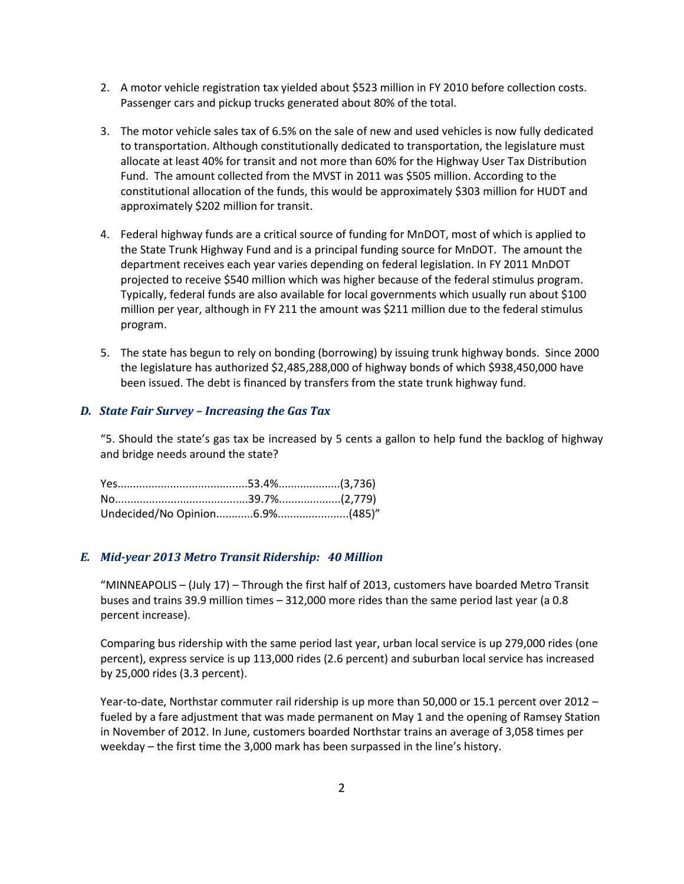2. A motor vehicle registration tax yielded about $523 million in FY 2010 before collection costs. Passenger cars and pickup trucks generated about 80% of the total.

3. The motor vehicle sales tax of 6.5% on the sale of new and used vehicles is now fully dedicated to transportation. Although constitutionally dedicated to transportation, the legislature must allocate at least 40% for transit and not more than 60% for the Highway User Tax Distribution Fund. The amount collected from the MVST in 2011 was $505 million. According to the constitutional allocation of the funds, this would be approximately $303 million for HUDT and approximately $202 million for transit.

4. Federal highway funds are a critical source of funding for MnDOT, most of which is applied to the State Trunk Highway Fund and is a principal funding source for MnDOT. The amount the department receives each year varies depending on federal legislation. In FY 2011 MnDOT projected to receive $540 million which was higher because of the federal stimulus program. Typically, federal funds are also available for local governments which usually run about $100 million per year, although in FY 211 the amount was $211 million due to the federal stimulus program.

5. The state has begun to rely on bonding (borrowing) by issuing trunk highway bonds. Since 2000 the legislature has authorized $2,485,288,000 of highway bonds of which $938,450,000 have been issued. The debt is financed by transfers from the state trunk highway fund.

### *D. State Fair Survey – Increasing the Gas Tax*

"5. Should the state's gas tax be increased by 5 cents a gallon to help fund the backlog of highway and bridge needs around the state?

Yes..........................................53.4%...................(3,736)
No...........................................39.7%...................(2,779)
Undecided/No Opinion............6.9%......................(485)"

### *E. Mid-year 2013 Metro Transit Ridership: 40 Million*

"MINNEAPOLIS – (July 17) – Through the first half of 2013, customers have boarded Metro Transit buses and trains 39.9 million times – 312,000 more rides than the same period last year (a 0.8 percent increase).

Comparing bus ridership with the same period last year, urban local service is up 279,000 rides (one percent), express service is up 113,000 rides (2.6 percent) and suburban local service has increased by 25,000 rides (3.3 percent).

Year-to-date, Northstar commuter rail ridership is up more than 50,000 or 15.1 percent over 2012 – fueled by a fare adjustment that was made permanent on May 1 and the opening of Ramsey Station in November of 2012. In June, customers boarded Northstar trains an average of 3,058 times per weekday – the first time the 3,000 mark has been surpassed in the line's history.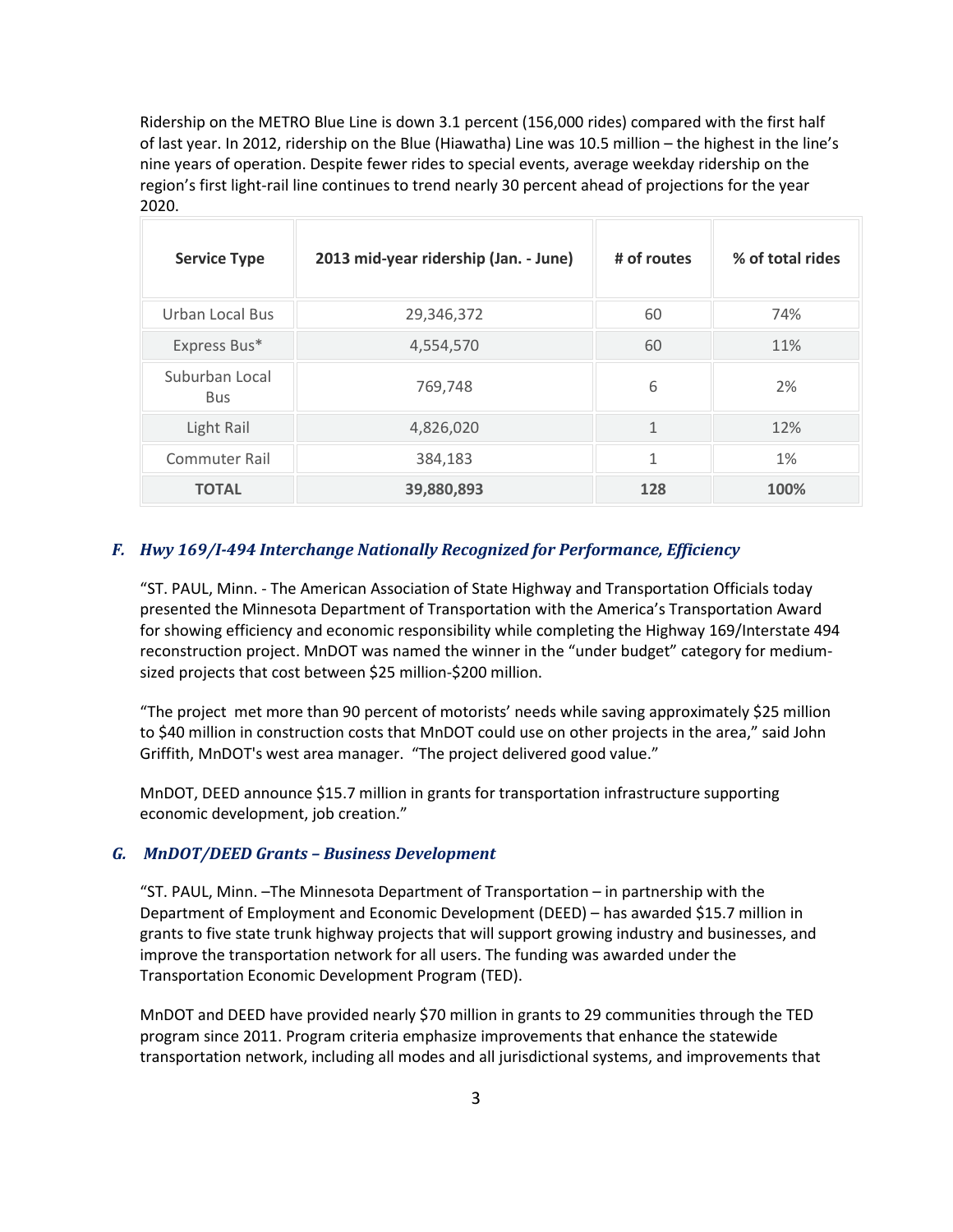Ridership on the METRO Blue Line is down 3.1 percent (156,000 rides) compared with the first half of last year. In 2012, ridership on the Blue (Hiawatha) Line was 10.5 million – the highest in the line's nine years of operation. Despite fewer rides to special events, average weekday ridership on the region's first light-rail line continues to trend nearly 30 percent ahead of projections for the year 2020.

| Service Type | 2013 mid-year ridership (Jan. - June) | # of routes | % of total rides |
|---|---|---|---|
| Urban Local Bus | 29,346,372 | 60 | 74% |
| Express Bus* | 4,554,570 | 60 | 11% |
| Suburban Local Bus | 769,748 | 6 | 2% |
| Light Rail | 4,826,020 | 1 | 12% |
| Commuter Rail | 384,183 | 1 | 1% |
| **TOTAL** | **39,880,893** | **128** | **100%** |

### *F. Hwy 169/I-494 Interchange Nationally Recognized for Performance, Efficiency*

"ST. PAUL, Minn. - The American Association of State Highway and Transportation Officials today presented the Minnesota Department of Transportation with the America's Transportation Award for showing efficiency and economic responsibility while completing the Highway 169/Interstate 494 reconstruction project. MnDOT was named the winner in the "under budget" category for medium-sized projects that cost between $25 million-$200 million.

"The project met more than 90 percent of motorists' needs while saving approximately $25 million to $40 million in construction costs that MnDOT could use on other projects in the area," said John Griffith, MnDOT's west area manager. "The project delivered good value."

MnDOT, DEED announce $15.7 million in grants for transportation infrastructure supporting economic development, job creation."

### *G. MnDOT/DEED Grants – Business Development*

"ST. PAUL, Minn. –The Minnesota Department of Transportation – in partnership with the Department of Employment and Economic Development (DEED) – has awarded $15.7 million in grants to five state trunk highway projects that will support growing industry and businesses, and improve the transportation network for all users. The funding was awarded under the Transportation Economic Development Program (TED).

MnDOT and DEED have provided nearly $70 million in grants to 29 communities through the TED program since 2011. Program criteria emphasize improvements that enhance the statewide transportation network, including all modes and all jurisdictional systems, and improvements that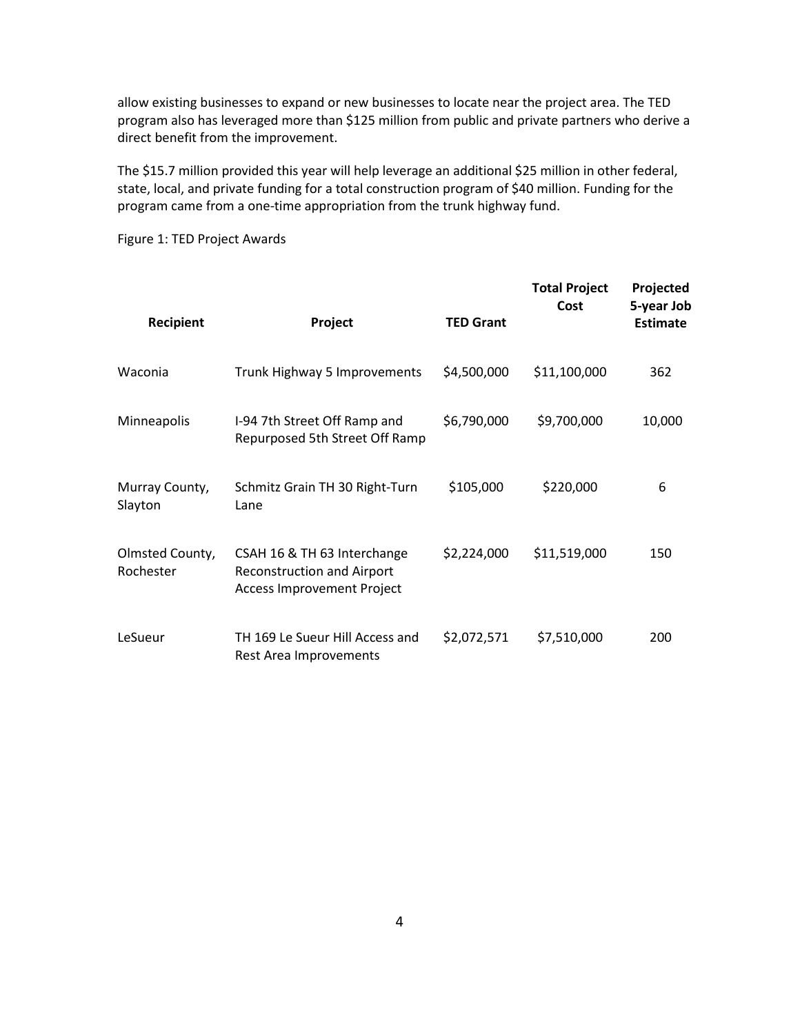allow existing businesses to expand or new businesses to locate near the project area. The TED program also has leveraged more than $125 million from public and private partners who derive a direct benefit from the improvement.

The $15.7 million provided this year will help leverage an additional $25 million in other federal, state, local, and private funding for a total construction program of $40 million. Funding for the program came from a one-time appropriation from the trunk highway fund.

Figure 1: TED Project Awards

| Recipient | Project | TED Grant | Total Project Cost | Projected 5-year Job Estimate |
|---|---|---|---|---|
| Waconia | Trunk Highway 5 Improvements | $4,500,000 | $11,100,000 | 362 |
| Minneapolis | I-94 7th Street Off Ramp and Repurposed 5th Street Off Ramp | $6,790,000 | $9,700,000 | 10,000 |
| Murray County, Slayton | Schmitz Grain TH 30 Right-Turn Lane | $105,000 | $220,000 | 6 |
| Olmsted County, Rochester | CSAH 16 & TH 63 Interchange Reconstruction and Airport Access Improvement Project | $2,224,000 | $11,519,000 | 150 |
| LeSueur | TH 169 Le Sueur Hill Access and Rest Area Improvements | $2,072,571 | $7,510,000 | 200 |